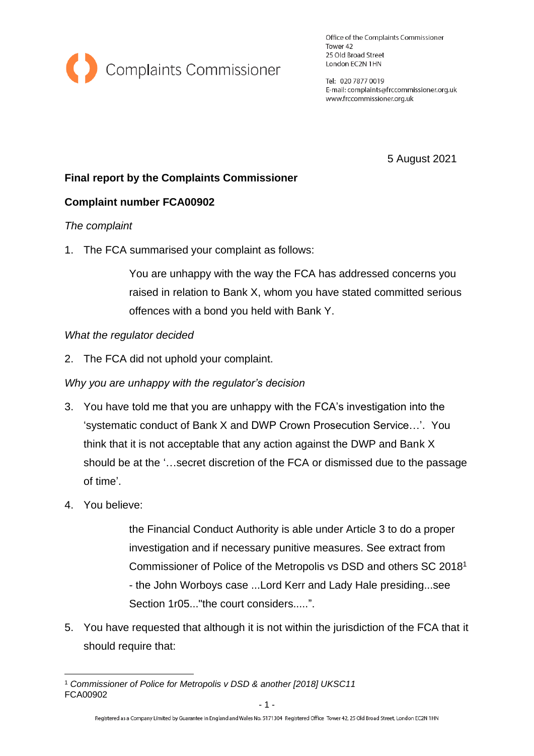Complaints Commissioner

Office of the Complaints Commissioner
Tower 42
25 Old Broad Street
London EC2N 1HN

Tel: 020 7877 0019
E-mail: complaints@frccommissioner.org.uk
www.frccommissioner.org.uk

5 August 2021

**Final report by the Complaints Commissioner**

**Complaint number FCA00902**

*The complaint*

1. The FCA summarised your complaint as follows:

   > You are unhappy with the way the FCA has addressed concerns you raised in relation to Bank X, whom you have stated committed serious offences with a bond you held with Bank Y.

*What the regulator decided*

2. The FCA did not uphold your complaint.

*Why you are unhappy with the regulator's decision*

3. You have told me that you are unhappy with the FCA's investigation into the 'systematic conduct of Bank X and DWP Crown Prosecution Service…'. You think that it is not acceptable that any action against the DWP and Bank X should be at the '…secret discretion of the FCA or dismissed due to the passage of time'.

4. You believe:

   > the Financial Conduct Authority is able under Article 3 to do a proper investigation and if necessary punitive measures. See extract from Commissioner of Police of the Metropolis vs DSD and others SC 2018[1] - the John Worboys case ...Lord Kerr and Lady Hale presiding...see Section 1r05..."the court considers.....".

5. You have requested that although it is not within the jurisdiction of the FCA that it should require that:

[1] *Commissioner of Police for Metropolis v DSD & another [2018] UKSC11*

FCA00902

Registered as a Company Limited by Guarantee in England and Wales No. 5171304 Registered Office Tower 42, 25 Old Broad Street, London EC2N 1HN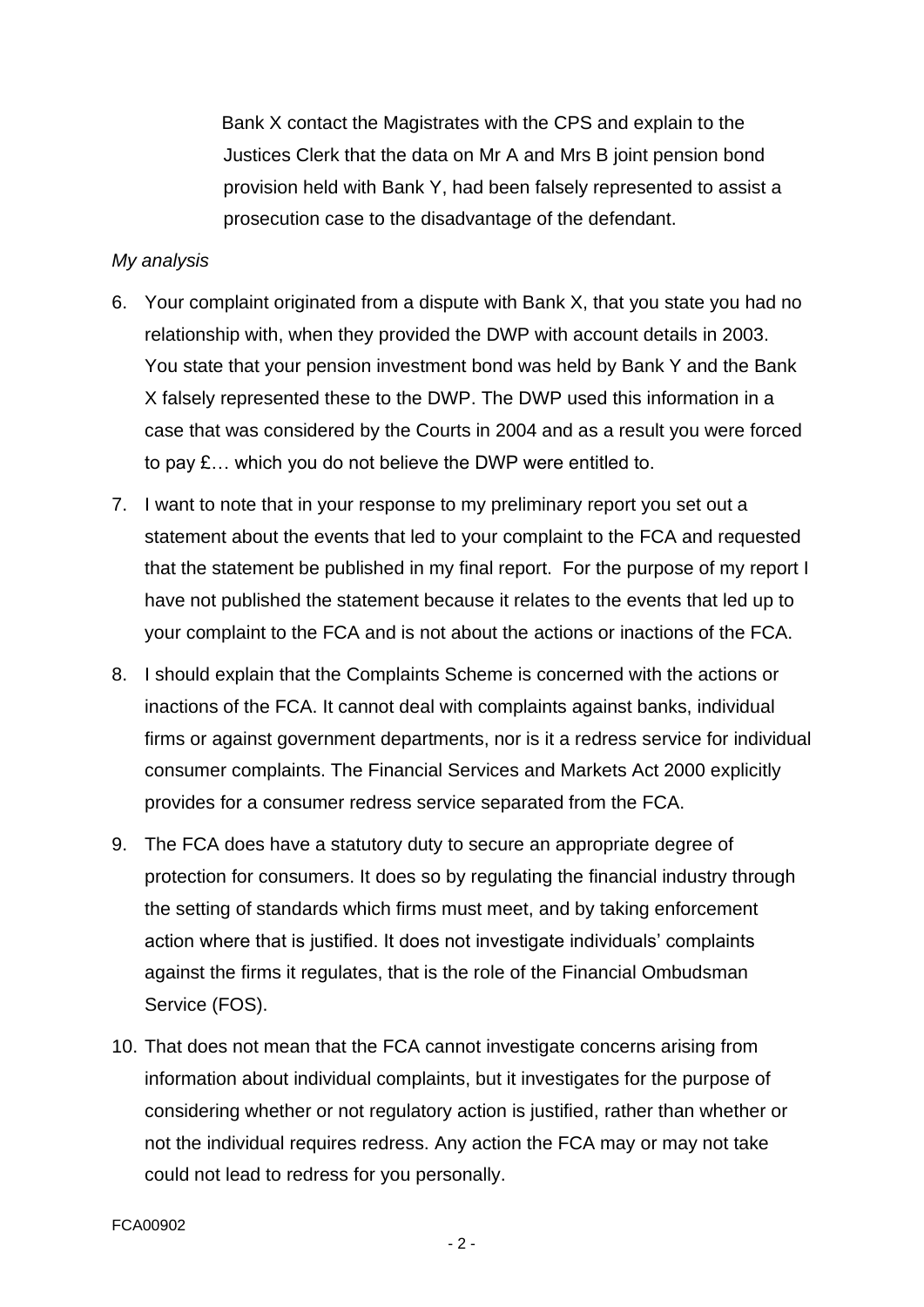Bank X contact the Magistrates with the CPS and explain to the Justices Clerk that the data on Mr A and Mrs B joint pension bond provision held with Bank Y, had been falsely represented to assist a prosecution case to the disadvantage of the defendant.

*My analysis*

6. Your complaint originated from a dispute with Bank X, that you state you had no relationship with, when they provided the DWP with account details in 2003. You state that your pension investment bond was held by Bank Y and the Bank X falsely represented these to the DWP. The DWP used this information in a case that was considered by the Courts in 2004 and as a result you were forced to pay £… which you do not believe the DWP were entitled to.

7. I want to note that in your response to my preliminary report you set out a statement about the events that led to your complaint to the FCA and requested that the statement be published in my final report. For the purpose of my report I have not published the statement because it relates to the events that led up to your complaint to the FCA and is not about the actions or inactions of the FCA.

8. I should explain that the Complaints Scheme is concerned with the actions or inactions of the FCA. It cannot deal with complaints against banks, individual firms or against government departments, nor is it a redress service for individual consumer complaints. The Financial Services and Markets Act 2000 explicitly provides for a consumer redress service separated from the FCA.

9. The FCA does have a statutory duty to secure an appropriate degree of protection for consumers. It does so by regulating the financial industry through the setting of standards which firms must meet, and by taking enforcement action where that is justified. It does not investigate individuals' complaints against the firms it regulates, that is the role of the Financial Ombudsman Service (FOS).

10. That does not mean that the FCA cannot investigate concerns arising from information about individual complaints, but it investigates for the purpose of considering whether or not regulatory action is justified, rather than whether or not the individual requires redress. Any action the FCA may or may not take could not lead to redress for you personally.

FCA00902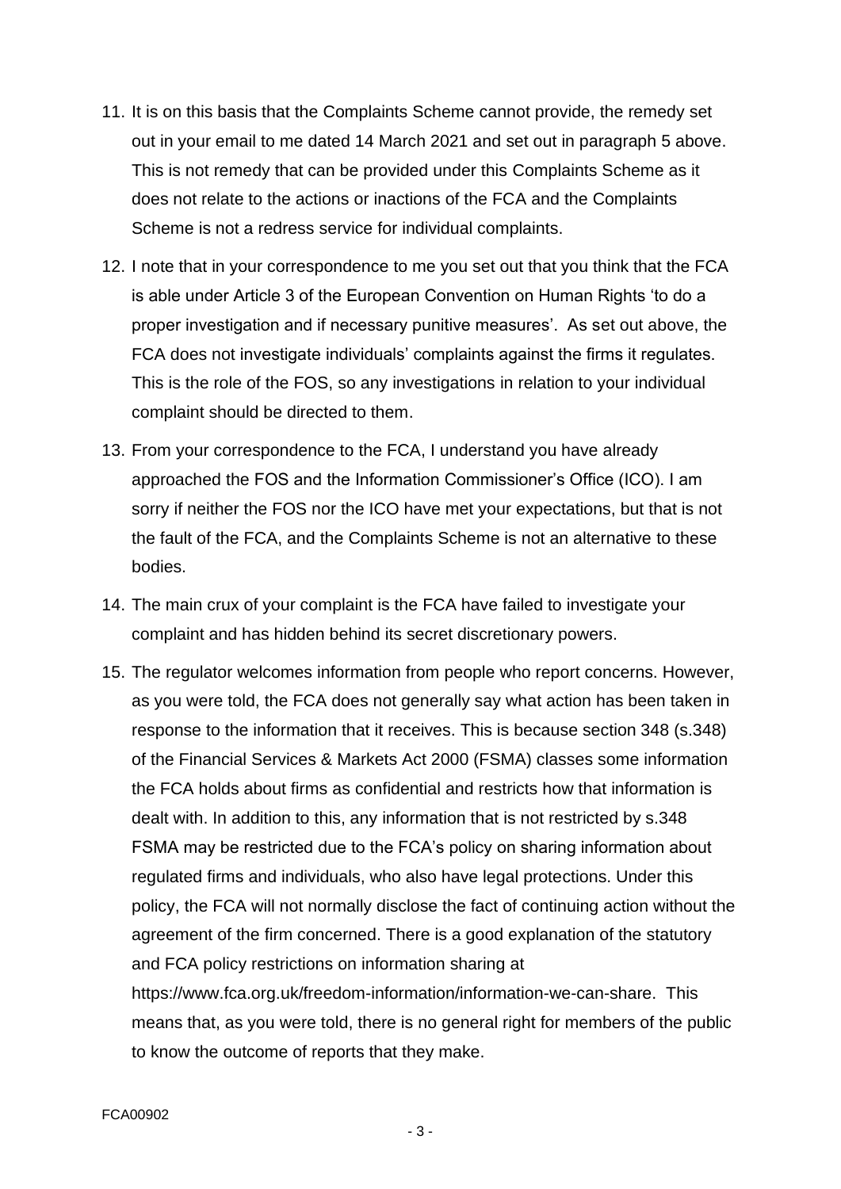11. It is on this basis that the Complaints Scheme cannot provide, the remedy set out in your email to me dated 14 March 2021 and set out in paragraph 5 above. This is not remedy that can be provided under this Complaints Scheme as it does not relate to the actions or inactions of the FCA and the Complaints Scheme is not a redress service for individual complaints.

12. I note that in your correspondence to me you set out that you think that the FCA is able under Article 3 of the European Convention on Human Rights 'to do a proper investigation and if necessary punitive measures'. As set out above, the FCA does not investigate individuals' complaints against the firms it regulates. This is the role of the FOS, so any investigations in relation to your individual complaint should be directed to them.

13. From your correspondence to the FCA, I understand you have already approached the FOS and the Information Commissioner's Office (ICO). I am sorry if neither the FOS nor the ICO have met your expectations, but that is not the fault of the FCA, and the Complaints Scheme is not an alternative to these bodies.

14. The main crux of your complaint is the FCA have failed to investigate your complaint and has hidden behind its secret discretionary powers.

15. The regulator welcomes information from people who report concerns. However, as you were told, the FCA does not generally say what action has been taken in response to the information that it receives. This is because section 348 (s.348) of the Financial Services & Markets Act 2000 (FSMA) classes some information the FCA holds about firms as confidential and restricts how that information is dealt with. In addition to this, any information that is not restricted by s.348 FSMA may be restricted due to the FCA's policy on sharing information about regulated firms and individuals, who also have legal protections. Under this policy, the FCA will not normally disclose the fact of continuing action without the agreement of the firm concerned. There is a good explanation of the statutory and FCA policy restrictions on information sharing at https://www.fca.org.uk/freedom-information/information-we-can-share. This means that, as you were told, there is no general right for members of the public to know the outcome of reports that they make.

FCA00902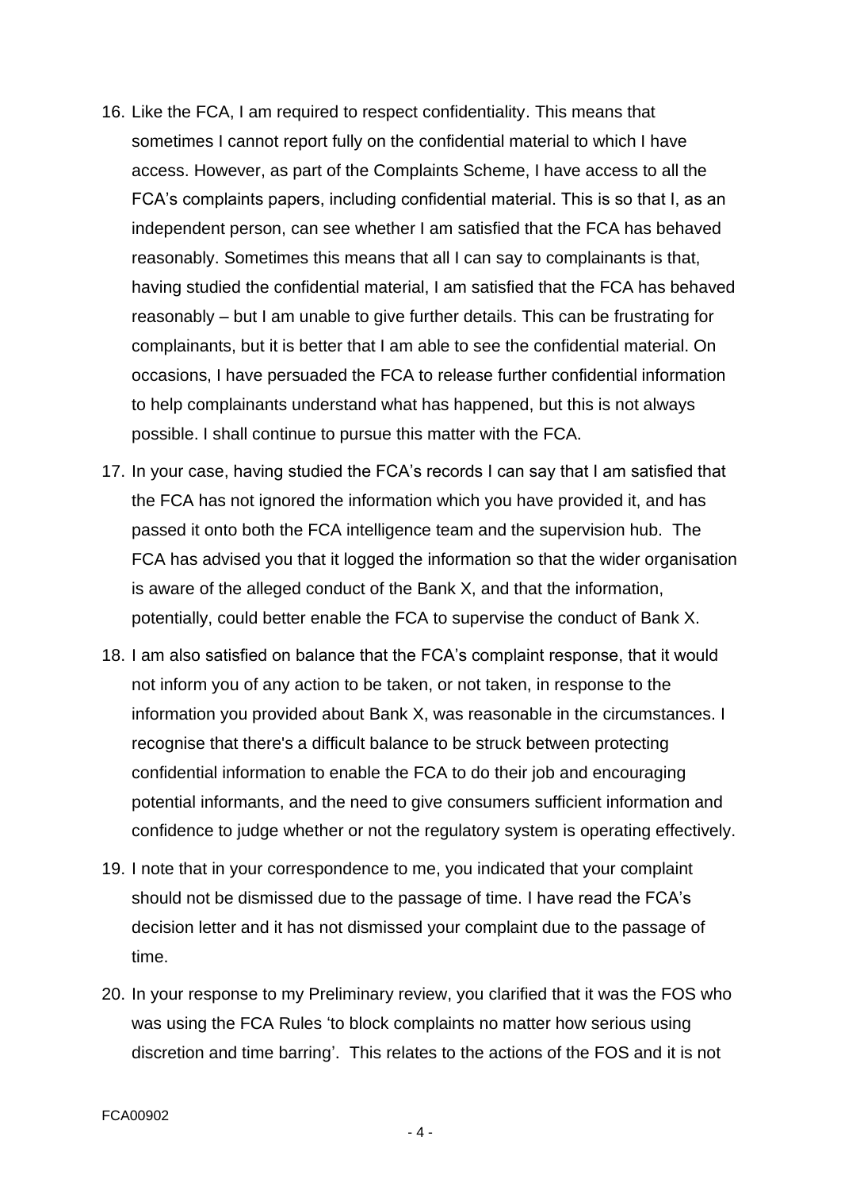16. Like the FCA, I am required to respect confidentiality. This means that sometimes I cannot report fully on the confidential material to which I have access. However, as part of the Complaints Scheme, I have access to all the FCA's complaints papers, including confidential material. This is so that I, as an independent person, can see whether I am satisfied that the FCA has behaved reasonably. Sometimes this means that all I can say to complainants is that, having studied the confidential material, I am satisfied that the FCA has behaved reasonably – but I am unable to give further details. This can be frustrating for complainants, but it is better that I am able to see the confidential material. On occasions, I have persuaded the FCA to release further confidential information to help complainants understand what has happened, but this is not always possible. I shall continue to pursue this matter with the FCA.

17. In your case, having studied the FCA's records I can say that I am satisfied that the FCA has not ignored the information which you have provided it, and has passed it onto both the FCA intelligence team and the supervision hub. The FCA has advised you that it logged the information so that the wider organisation is aware of the alleged conduct of the Bank X, and that the information, potentially, could better enable the FCA to supervise the conduct of Bank X.

18. I am also satisfied on balance that the FCA's complaint response, that it would not inform you of any action to be taken, or not taken, in response to the information you provided about Bank X, was reasonable in the circumstances. I recognise that there's a difficult balance to be struck between protecting confidential information to enable the FCA to do their job and encouraging potential informants, and the need to give consumers sufficient information and confidence to judge whether or not the regulatory system is operating effectively.

19. I note that in your correspondence to me, you indicated that your complaint should not be dismissed due to the passage of time. I have read the FCA's decision letter and it has not dismissed your complaint due to the passage of time.

20. In your response to my Preliminary review, you clarified that it was the FOS who was using the FCA Rules 'to block complaints no matter how serious using discretion and time barring'. This relates to the actions of the FOS and it is not

FCA00902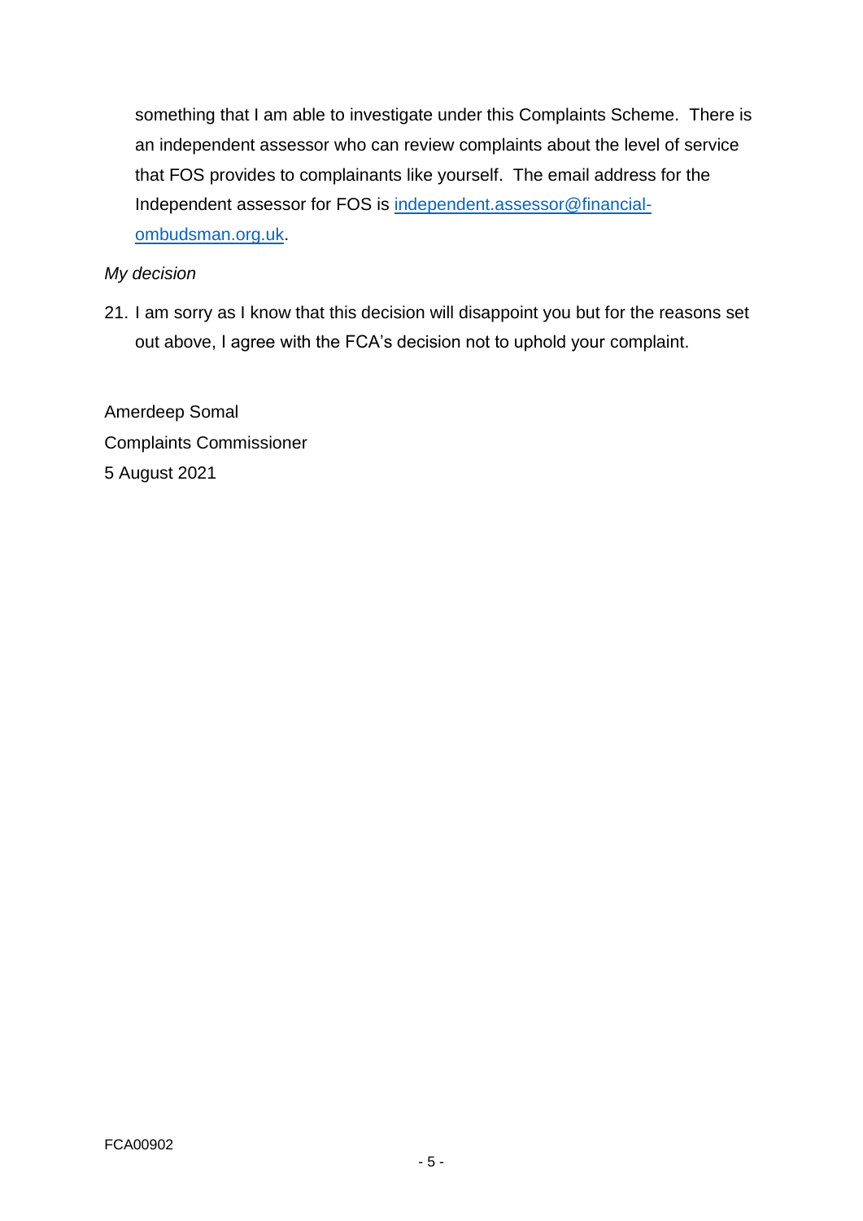something that I am able to investigate under this Complaints Scheme. There is an independent assessor who can review complaints about the level of service that FOS provides to complainants like yourself. The email address for the Independent assessor for FOS is [independent.assessor@financial-ombudsman.org.uk](mailto:independent.assessor@financial-ombudsman.org.uk).

*My decision*

21. I am sorry as I know that this decision will disappoint you but for the reasons set out above, I agree with the FCA's decision not to uphold your complaint.

Amerdeep Somal
Complaints Commissioner
5 August 2021

FCA00902